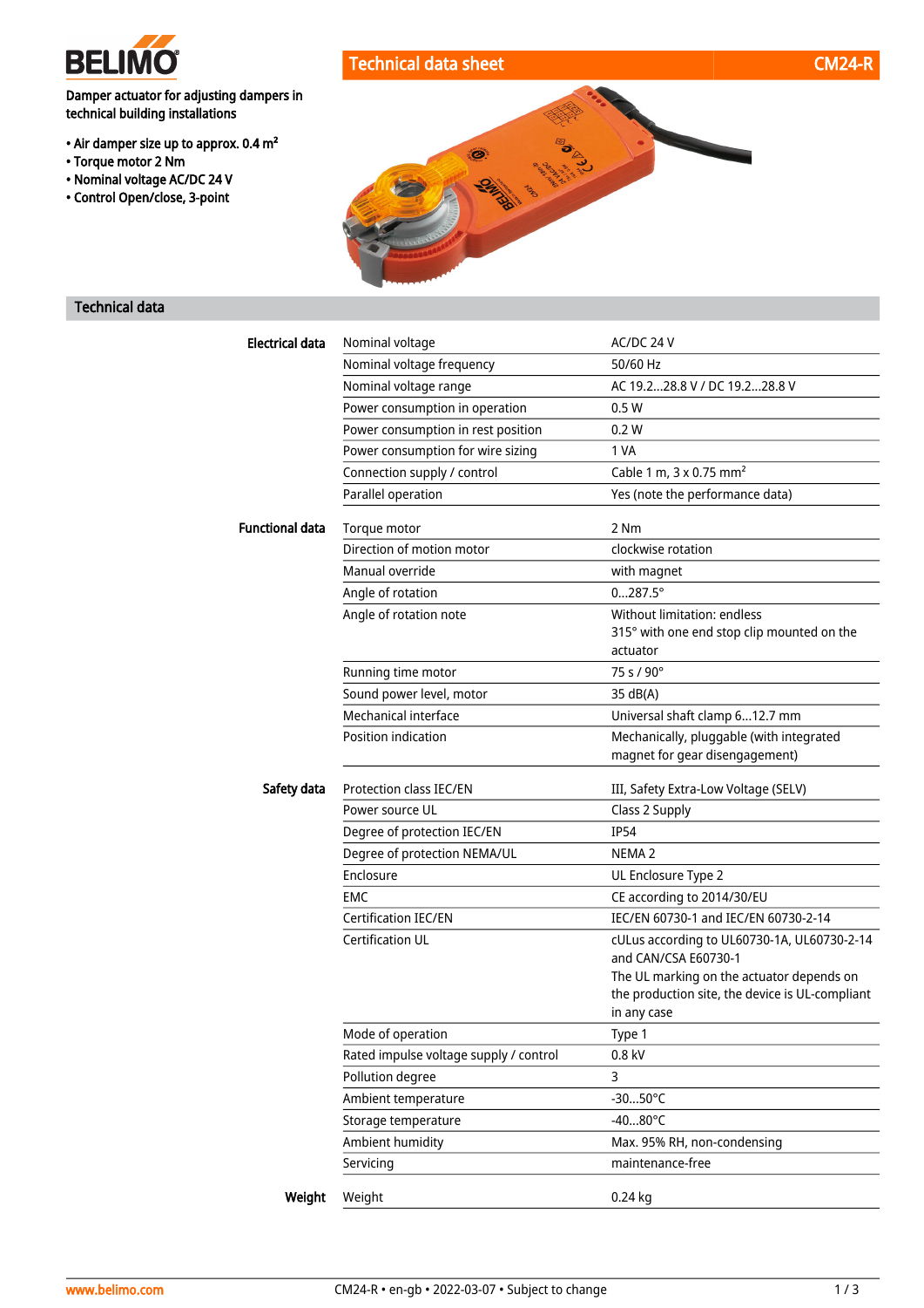# Technical data sheet CM24-R

Damper actuator for adjusting dampers in technical building installations

- Air damper size up to approx. 0.4 m²
- Torque motor 2 Nm
- Nominal voltage AC/DC 24 V
- Control Open/close, 3-point

## Technical data

| | | |
|---|---|---|
| **Electrical data** | Nominal voltage | AC/DC 24 V |
| | Nominal voltage frequency | 50/60 Hz |
| | Nominal voltage range | AC 19.2...28.8 V / DC 19.2...28.8 V |
| | Power consumption in operation | 0.5 W |
| | Power consumption in rest position | 0.2 W |
| | Power consumption for wire sizing | 1 VA |
| | Connection supply / control | Cable 1 m, 3 x 0.75 mm² |
| | Parallel operation | Yes (note the performance data) |
| **Functional data** | Torque motor | 2 Nm |
| | Direction of motion motor | clockwise rotation |
| | Manual override | with magnet |
| | Angle of rotation | 0...287.5° |
| | Angle of rotation note | Without limitation: endless<br>315° with one end stop clip mounted on the actuator |
| | Running time motor | 75 s / 90° |
| | Sound power level, motor | 35 dB(A) |
| | Mechanical interface | Universal shaft clamp 6...12.7 mm |
| | Position indication | Mechanically, pluggable (with integrated magnet for gear disengagement) |
| **Safety data** | Protection class IEC/EN | III, Safety Extra-Low Voltage (SELV) |
| | Power source UL | Class 2 Supply |
| | Degree of protection IEC/EN | IP54 |
| | Degree of protection NEMA/UL | NEMA 2 |
| | Enclosure | UL Enclosure Type 2 |
| | EMC | CE according to 2014/30/EU |
| | Certification IEC/EN | IEC/EN 60730-1 and IEC/EN 60730-2-14 |
| | Certification UL | cULus according to UL60730-1A, UL60730-2-14 and CAN/CSA E60730-1<br>The UL marking on the actuator depends on the production site, the device is UL-compliant in any case |
| | Mode of operation | Type 1 |
| | Rated impulse voltage supply / control | 0.8 kV |
| | Pollution degree | 3 |
| | Ambient temperature | -30...50°C |
| | Storage temperature | -40...80°C |
| | Ambient humidity | Max. 95% RH, non-condensing |
| | Servicing | maintenance-free |
| **Weight** | Weight | 0.24 kg |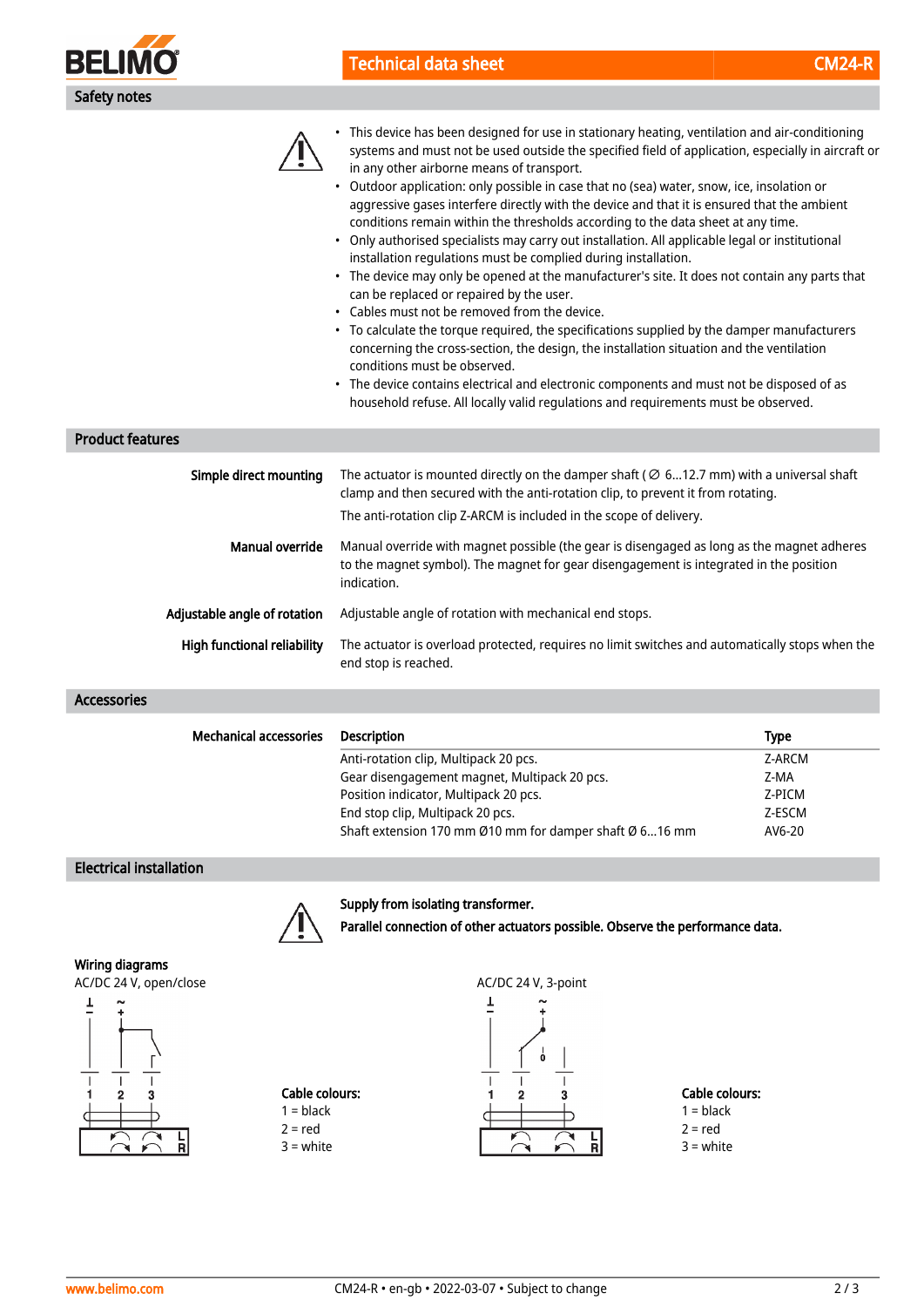## Safety notes

- This device has been designed for use in stationary heating, ventilation and air-conditioning systems and must not be used outside the specified field of application, especially in aircraft or in any other airborne means of transport.
- Outdoor application: only possible in case that no (sea) water, snow, ice, insolation or aggressive gases interfere directly with the device and that it is ensured that the ambient conditions remain within the thresholds according to the data sheet at any time.
- Only authorised specialists may carry out installation. All applicable legal or institutional installation regulations must be complied during installation.
- The device may only be opened at the manufacturer's site. It does not contain any parts that can be replaced or repaired by the user.
- Cables must not be removed from the device.
- To calculate the torque required, the specifications supplied by the damper manufacturers concerning the cross-section, the design, the installation situation and the ventilation conditions must be observed.
- The device contains electrical and electronic components and must not be disposed of as household refuse. All locally valid regulations and requirements must be observed.

## Product features

**Simple direct mounting**

The actuator is mounted directly on the damper shaft (∅ 6...12.7 mm) with a universal shaft clamp and then secured with the anti-rotation clip, to prevent it from rotating.

The anti-rotation clip Z-ARCM is included in the scope of delivery.

**Manual override**

Manual override with magnet possible (the gear is disengaged as long as the magnet adheres to the magnet symbol). The magnet for gear disengagement is integrated in the position indication.

**Adjustable angle of rotation**

Adjustable angle of rotation with mechanical end stops.

**High functional reliability**

The actuator is overload protected, requires no limit switches and automatically stops when the end stop is reached.

## Accessories

**Mechanical accessories**

| Description | Type |
|---|---|
| Anti-rotation clip, Multipack 20 pcs. | Z-ARCM |
| Gear disengagement magnet, Multipack 20 pcs. | Z-MA |
| Position indicator, Multipack 20 pcs. | Z-PICM |
| End stop clip, Multipack 20 pcs. | Z-ESCM |
| Shaft extension 170 mm Ø10 mm for damper shaft Ø 6...16 mm | AV6-20 |

## Electrical installation

**Supply from isolating transformer.**

**Parallel connection of other actuators possible. Observe the performance data.**

### Wiring diagrams

AC/DC 24 V, open/close

**Cable colours:**
1 = black
2 = red
3 = white

AC/DC 24 V, 3-point

**Cable colours:**
1 = black
2 = red
3 = white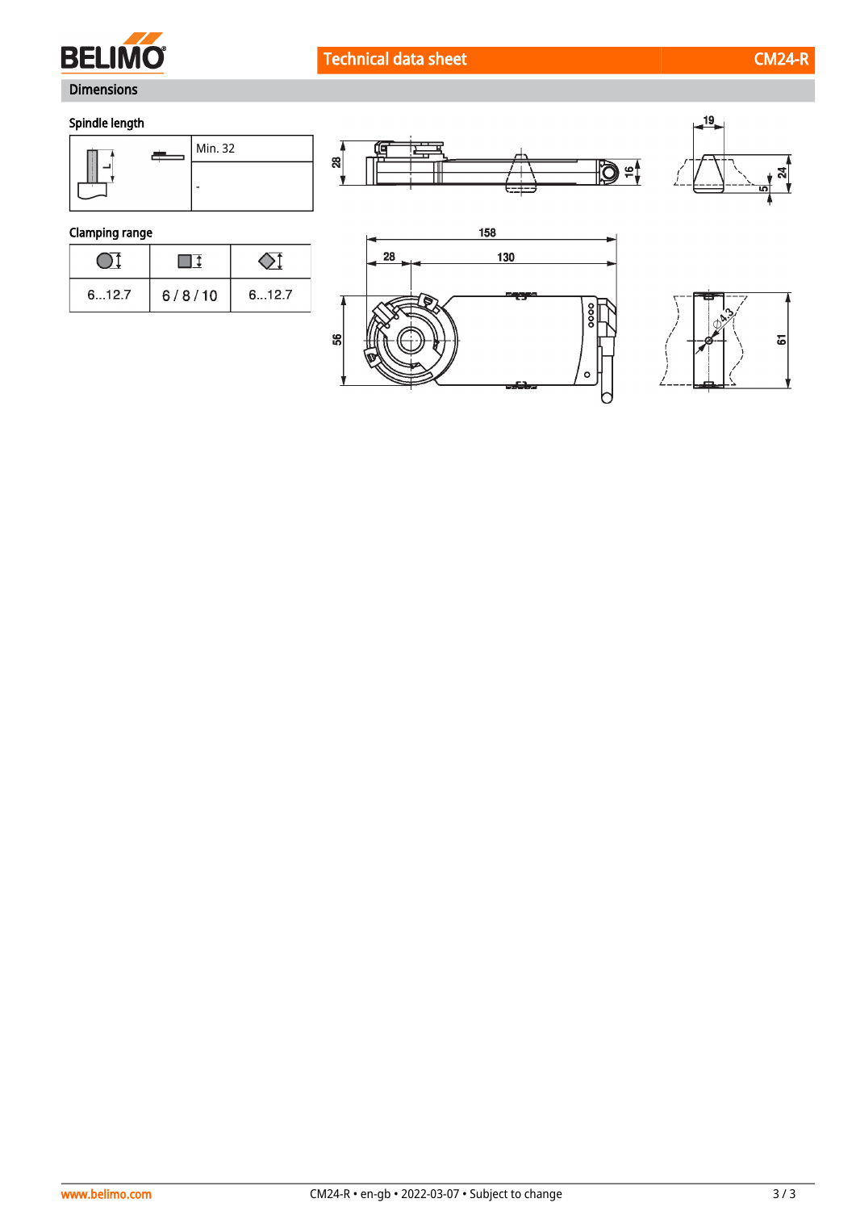## Dimensions

### Spindle length

| | |
|---|---|
| | Min. 32 |
| | - |

### Clamping range

| | | |
|---|---|---|
| 6...12.7 | 6 / 8 / 10 | 6...12.7 |

28
16
19
24
5
158
28
130
56
4.3
61